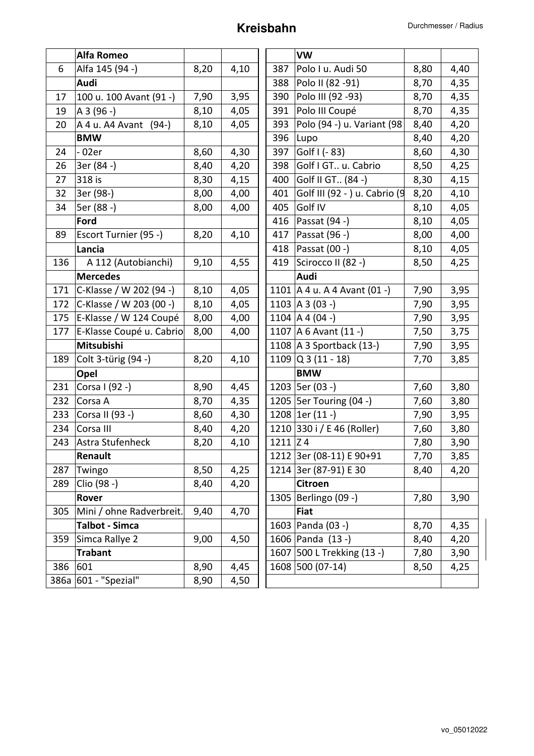# Kreisbahn

Durchmesser / Radius

| | | | |
|---|---|---|---|
| | **Alfa Romeo** | | |
| 6 | Alfa 145 (94 -) | 8,20 | 4,10 |
| | **Audi** | | |
| 17 | 100 u. 100 Avant (91 -) | 7,90 | 3,95 |
| 19 | A 3 (96 -) | 8,10 | 4,05 |
| 20 | A 4 u. A4 Avant (94-) | 8,10 | 4,05 |
| | **BMW** | | |
| 24 | - 02er | 8,60 | 4,30 |
| 26 | 3er (84 -) | 8,40 | 4,20 |
| 27 | 318 is | 8,30 | 4,15 |
| 32 | 3er (98-) | 8,00 | 4,00 |
| 34 | 5er (88 -) | 8,00 | 4,00 |
| | **Ford** | | |
| 89 | Escort Turnier (95 -) | 8,20 | 4,10 |
| | **Lancia** | | |
| 136 | A 112 (Autobianchi) | 9,10 | 4,55 |
| | **Mercedes** | | |
| 171 | C-Klasse / W 202 (94 -) | 8,10 | 4,05 |
| 172 | C-Klasse / W 203 (00 -) | 8,10 | 4,05 |
| 175 | E-Klasse / W 124 Coupé | 8,00 | 4,00 |
| 177 | E-Klasse Coupé u. Cabrio | 8,00 | 4,00 |
| | **Mitsubishi** | | |
| 189 | Colt 3-türig (94 -) | 8,20 | 4,10 |
| | **Opel** | | |
| 231 | Corsa I (92 -) | 8,90 | 4,45 |
| 232 | Corsa A | 8,70 | 4,35 |
| 233 | Corsa II (93 -) | 8,60 | 4,30 |
| 234 | Corsa III | 8,40 | 4,20 |
| 243 | Astra Stufenheck | 8,20 | 4,10 |
| | **Renault** | | |
| 287 | Twingo | 8,50 | 4,25 |
| 289 | Clio (98 -) | 8,40 | 4,20 |
| | **Rover** | | |
| 305 | Mini / ohne Radverbreit. | 9,40 | 4,70 |
| | **Talbot - Simca** | | |
| 359 | Simca Rallye 2 | 9,00 | 4,50 |
| | **Trabant** | | |
| 386 | 601 | 8,90 | 4,45 |
| 386a | 601 - "Spezial" | 8,90 | 4,50 |

| | | | |
|---|---|---|---|
| | **VW** | | |
| 387 | Polo I u. Audi 50 | 8,80 | 4,40 |
| 388 | Polo II (82 -91) | 8,70 | 4,35 |
| 390 | Polo III (92 -93) | 8,70 | 4,35 |
| 391 | Polo III Coupé | 8,70 | 4,35 |
| 393 | Polo (94 -) u. Variant (98 | 8,40 | 4,20 |
| 396 | Lupo | 8,40 | 4,20 |
| 397 | Golf I (- 83) | 8,60 | 4,30 |
| 398 | Golf I GT.. u. Cabrio | 8,50 | 4,25 |
| 400 | Golf II GT.. (84 -) | 8,30 | 4,15 |
| 401 | Golf III (92 - ) u. Cabrio (9 | 8,20 | 4,10 |
| 405 | Golf IV | 8,10 | 4,05 |
| 416 | Passat (94 -) | 8,10 | 4,05 |
| 417 | Passat (96 -) | 8,00 | 4,00 |
| 418 | Passat (00 -) | 8,10 | 4,05 |
| 419 | Scirocco II (82 -) | 8,50 | 4,25 |
| | **Audi** | | |
| 1101 | A 4 u. A 4 Avant (01 -) | 7,90 | 3,95 |
| 1103 | A 3 (03 -) | 7,90 | 3,95 |
| 1104 | A 4 (04 -) | 7,90 | 3,95 |
| 1107 | A 6 Avant (11 -) | 7,50 | 3,75 |
| 1108 | A 3 Sportback (13-) | 7,90 | 3,95 |
| 1109 | Q 3 (11 - 18) | 7,70 | 3,85 |
| | **BMW** | | |
| 1203 | 5er (03 -) | 7,60 | 3,80 |
| 1205 | 5er Touring (04 -) | 7,60 | 3,80 |
| 1208 | 1er (11 -) | 7,90 | 3,95 |
| 1210 | 330 i / E 46 (Roller) | 7,60 | 3,80 |
| 1211 | Z 4 | 7,80 | 3,90 |
| 1212 | 3er (08-11) E 90+91 | 7,70 | 3,85 |
| 1214 | 3er (87-91) E 30 | 8,40 | 4,20 |
| | **Citroen** | | |
| 1305 | Berlingo (09 -) | 7,80 | 3,90 |
| | **Fiat** | | |
| 1603 | Panda (03 -) | 8,70 | 4,35 |
| 1606 | Panda (13 -) | 8,40 | 4,20 |
| 1607 | 500 L Trekking (13 -) | 7,80 | 3,90 |
| 1608 | 500 (07-14) | 8,50 | 4,25 |

vo_05012022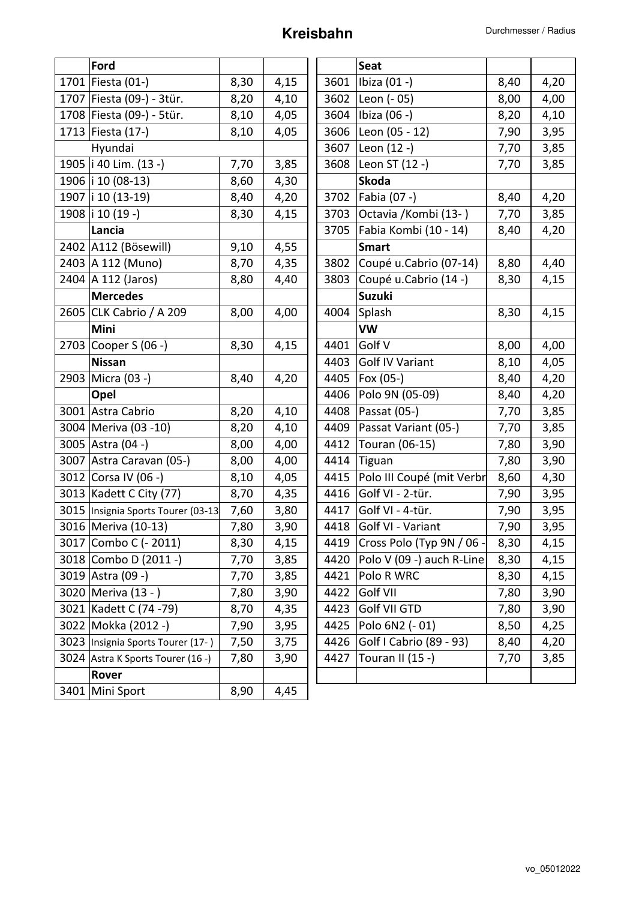# Kreisbahn

Durchmesser / Radius

| | | | |
|---|---|---|---|
| | **Ford** | | |
| 1701 | Fiesta (01-) | 8,30 | 4,15 |
| 1707 | Fiesta (09-) - 3tür. | 8,20 | 4,10 |
| 1708 | Fiesta (09-) - 5tür. | 8,10 | 4,05 |
| 1713 | Fiesta (17-) | 8,10 | 4,05 |
| | Hyundai | | |
| 1905 | i 40 Lim. (13 -) | 7,70 | 3,85 |
| 1906 | i 10 (08-13) | 8,60 | 4,30 |
| 1907 | i 10 (13-19) | 8,40 | 4,20 |
| 1908 | i 10 (19 -) | 8,30 | 4,15 |
| | **Lancia** | | |
| 2402 | A112 (Bösewill) | 9,10 | 4,55 |
| 2403 | A 112 (Muno) | 8,70 | 4,35 |
| 2404 | A 112 (Jaros) | 8,80 | 4,40 |
| | **Mercedes** | | |
| 2605 | CLK Cabrio / A 209 | 8,00 | 4,00 |
| | **Mini** | | |
| 2703 | Cooper S (06 -) | 8,30 | 4,15 |
| | **Nissan** | | |
| 2903 | Micra (03 -) | 8,40 | 4,20 |
| | **Opel** | | |
| 3001 | Astra Cabrio | 8,20 | 4,10 |
| 3004 | Meriva (03 -10) | 8,20 | 4,10 |
| 3005 | Astra (04 -) | 8,00 | 4,00 |
| 3007 | Astra Caravan (05-) | 8,00 | 4,00 |
| 3012 | Corsa IV (06 -) | 8,10 | 4,05 |
| 3013 | Kadett C City (77) | 8,70 | 4,35 |
| 3015 | Insignia Sports Tourer (03-13 | 7,60 | 3,80 |
| 3016 | Meriva (10-13) | 7,80 | 3,90 |
| 3017 | Combo C (- 2011) | 8,30 | 4,15 |
| 3018 | Combo D (2011 -) | 7,70 | 3,85 |
| 3019 | Astra (09 -) | 7,70 | 3,85 |
| 3020 | Meriva (13 - ) | 7,80 | 3,90 |
| 3021 | Kadett C (74 -79) | 8,70 | 4,35 |
| 3022 | Mokka (2012 -) | 7,90 | 3,95 |
| 3023 | Insignia Sports Tourer (17- ) | 7,50 | 3,75 |
| 3024 | Astra K Sports Tourer (16 -) | 7,80 | 3,90 |
| | **Rover** | | |
| 3401 | Mini Sport | 8,90 | 4,45 |

| | | | |
|---|---|---|---|
| | **Seat** | | |
| 3601 | Ibiza (01 -) | 8,40 | 4,20 |
| 3602 | Leon (- 05) | 8,00 | 4,00 |
| 3604 | Ibiza (06 -) | 8,20 | 4,10 |
| 3606 | Leon (05 - 12) | 7,90 | 3,95 |
| 3607 | Leon (12 -) | 7,70 | 3,85 |
| 3608 | Leon ST (12 -) | 7,70 | 3,85 |
| | **Skoda** | | |
| 3702 | Fabia (07 -) | 8,40 | 4,20 |
| 3703 | Octavia /Kombi (13- ) | 7,70 | 3,85 |
| 3705 | Fabia Kombi (10 - 14) | 8,40 | 4,20 |
| | **Smart** | | |
| 3802 | Coupé u.Cabrio (07-14) | 8,80 | 4,40 |
| 3803 | Coupé u.Cabrio (14 -) | 8,30 | 4,15 |
| | **Suzuki** | | |
| 4004 | Splash | 8,30 | 4,15 |
| | **VW** | | |
| 4401 | Golf V | 8,00 | 4,00 |
| 4403 | Golf IV Variant | 8,10 | 4,05 |
| 4405 | Fox (05-) | 8,40 | 4,20 |
| 4406 | Polo 9N (05-09) | 8,40 | 4,20 |
| 4408 | Passat (05-) | 7,70 | 3,85 |
| 4409 | Passat Variant (05-) | 7,70 | 3,85 |
| 4412 | Touran (06-15) | 7,80 | 3,90 |
| 4414 | Tiguan | 7,80 | 3,90 |
| 4415 | Polo III Coupé (mit Verbr | 8,60 | 4,30 |
| 4416 | Golf VI - 2-tür. | 7,90 | 3,95 |
| 4417 | Golf VI - 4-tür. | 7,90 | 3,95 |
| 4418 | Golf VI - Variant | 7,90 | 3,95 |
| 4419 | Cross Polo (Typ 9N / 06 - | 8,30 | 4,15 |
| 4420 | Polo V (09 -) auch R-Line | 8,30 | 4,15 |
| 4421 | Polo R WRC | 8,30 | 4,15 |
| 4422 | Golf VII | 7,80 | 3,90 |
| 4423 | Golf VII GTD | 7,80 | 3,90 |
| 4425 | Polo 6N2 (- 01) | 8,50 | 4,25 |
| 4426 | Golf I Cabrio (89 - 93) | 8,40 | 4,20 |
| 4427 | Touran II (15 -) | 7,70 | 3,85 |
| | | | |

vo_05012022